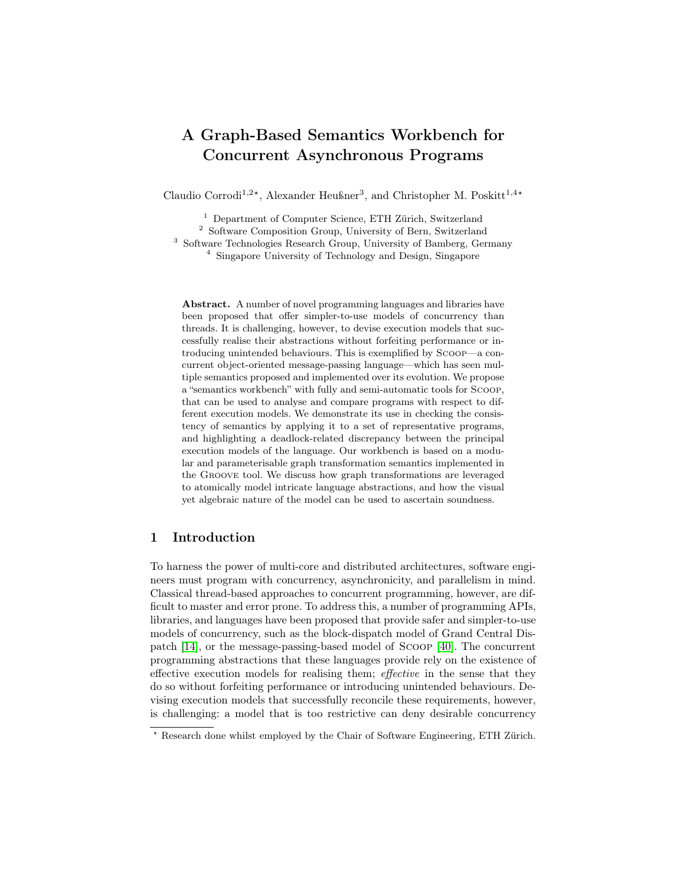# A Graph-Based Semantics Workbench for Concurrent Asynchronous Programs

Claudio Corrodi[1,2⋆], Alexander Heußner[3], and Christopher M. Poskitt[1,4⋆]

[1] Department of Computer Science, ETH Zürich, Switzerland
[2] Software Composition Group, University of Bern, Switzerland
[3] Software Technologies Research Group, University of Bamberg, Germany
[4] Singapore University of Technology and Design, Singapore

**Abstract.** A number of novel programming languages and libraries have been proposed that offer simpler-to-use models of concurrency than threads. It is challenging, however, to devise execution models that successfully realise their abstractions without forfeiting performance or introducing unintended behaviours. This is exemplified by Scoop—a concurrent object-oriented message-passing language—which has seen multiple semantics proposed and implemented over its evolution. We propose a "semantics workbench" with fully and semi-automatic tools for Scoop, that can be used to analyse and compare programs with respect to different execution models. We demonstrate its use in checking the consistency of semantics by applying it to a set of representative programs, and highlighting a deadlock-related discrepancy between the principal execution models of the language. Our workbench is based on a modular and parameterisable graph transformation semantics implemented in the Groove tool. We discuss how graph transformations are leveraged to atomically model intricate language abstractions, and how the visual yet algebraic nature of the model can be used to ascertain soundness.

## 1 Introduction

To harness the power of multi-core and distributed architectures, software engineers must program with concurrency, asynchronicity, and parallelism in mind. Classical thread-based approaches to concurrent programming, however, are difficult to master and error prone. To address this, a number of programming APIs, libraries, and languages have been proposed that provide safer and simpler-to-use models of concurrency, such as the block-dispatch model of Grand Central Dispatch [14], or the message-passing-based model of Scoop [40]. The concurrent programming abstractions that these languages provide rely on the existence of effective execution models for realising them; *effective* in the sense that they do so without forfeiting performance or introducing unintended behaviours. Devising execution models that successfully reconcile these requirements, however, is challenging: a model that is too restrictive can deny desirable concurrency

⋆ Research done whilst employed by the Chair of Software Engineering, ETH Zürich.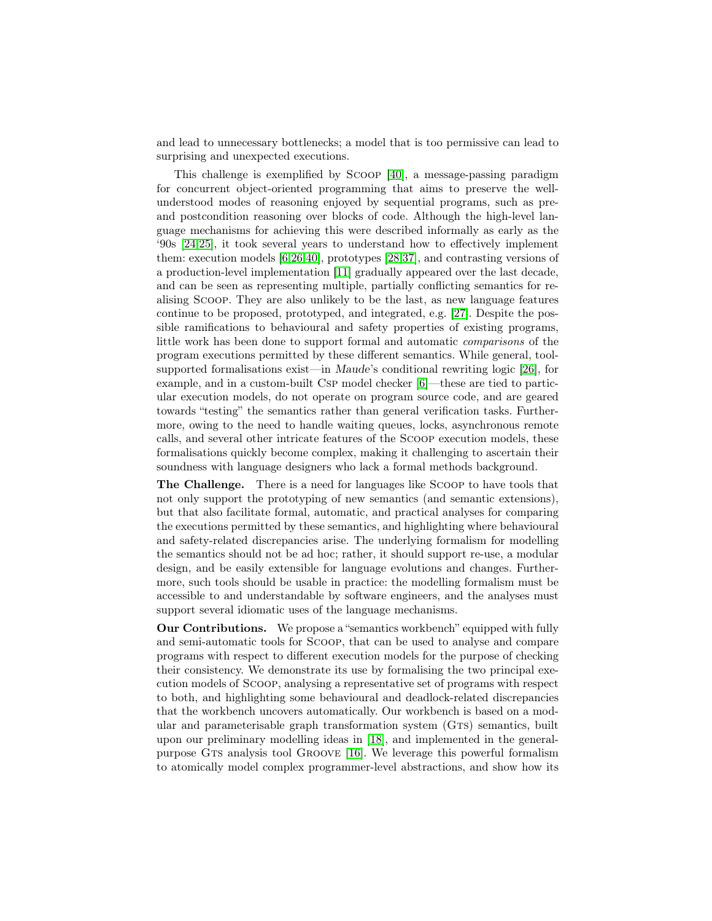and lead to unnecessary bottlenecks; a model that is too permissive can lead to surprising and unexpected executions.

This challenge is exemplified by SCOOP [40], a message-passing paradigm for concurrent object-oriented programming that aims to preserve the well-understood modes of reasoning enjoyed by sequential programs, such as pre- and postcondition reasoning over blocks of code. Although the high-level language mechanisms for achieving this were described informally as early as the '90s [24,25], it took several years to understand how to effectively implement them: execution models [6,26,40], prototypes [28,37], and contrasting versions of a production-level implementation [11] gradually appeared over the last decade, and can be seen as representing multiple, partially conflicting semantics for realising SCOOP. They are also unlikely to be the last, as new language features continue to be proposed, prototyped, and integrated, e.g. [27]. Despite the possible ramifications to behavioural and safety properties of existing programs, little work has been done to support formal and automatic *comparisons* of the program executions permitted by these different semantics. While general, tool-supported formalisations exist—in *Maude*'s conditional rewriting logic [26], for example, and in a custom-built CSP model checker [6]—these are tied to particular execution models, do not operate on program source code, and are geared towards "testing" the semantics rather than general verification tasks. Furthermore, owing to the need to handle waiting queues, locks, asynchronous remote calls, and several other intricate features of the SCOOP execution models, these formalisations quickly become complex, making it challenging to ascertain their soundness with language designers who lack a formal methods background.

**The Challenge.** There is a need for languages like SCOOP to have tools that not only support the prototyping of new semantics (and semantic extensions), but that also facilitate formal, automatic, and practical analyses for comparing the executions permitted by these semantics, and highlighting where behavioural and safety-related discrepancies arise. The underlying formalism for modelling the semantics should not be ad hoc; rather, it should support re-use, a modular design, and be easily extensible for language evolutions and changes. Furthermore, such tools should be usable in practice: the modelling formalism must be accessible to and understandable by software engineers, and the analyses must support several idiomatic uses of the language mechanisms.

**Our Contributions.** We propose a "semantics workbench" equipped with fully and semi-automatic tools for SCOOP, that can be used to analyse and compare programs with respect to different execution models for the purpose of checking their consistency. We demonstrate its use by formalising the two principal execution models of SCOOP, analysing a representative set of programs with respect to both, and highlighting some behavioural and deadlock-related discrepancies that the workbench uncovers automatically. Our workbench is based on a modular and parameterisable graph transformation system (GTS) semantics, built upon our preliminary modelling ideas in [18], and implemented in the general-purpose GTS analysis tool GROOVE [16]. We leverage this powerful formalism to atomically model complex programmer-level abstractions, and show how its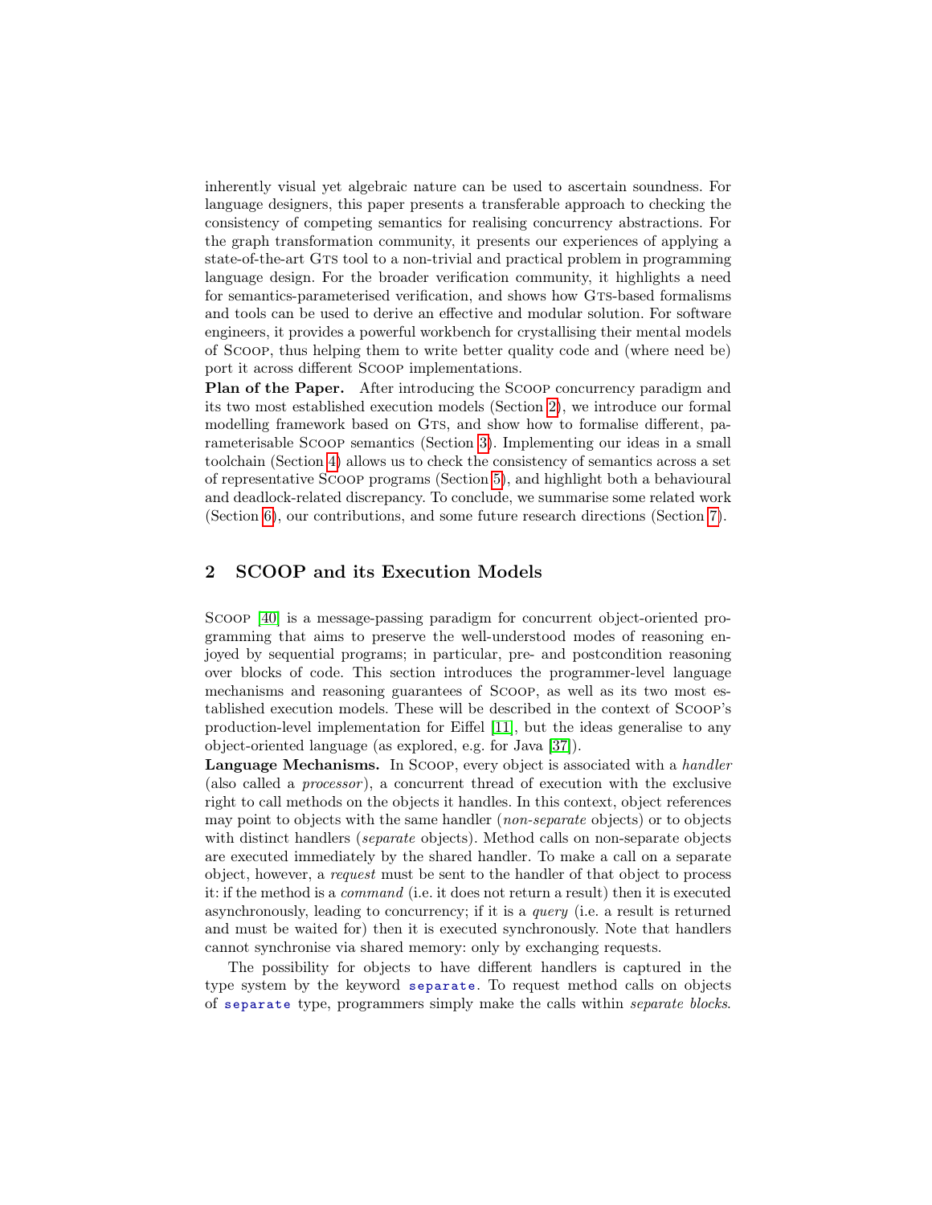inherently visual yet algebraic nature can be used to ascertain soundness. For language designers, this paper presents a transferable approach to checking the consistency of competing semantics for realising concurrency abstractions. For the graph transformation community, it presents our experiences of applying a state-of-the-art GTS tool to a non-trivial and practical problem in programming language design. For the broader verification community, it highlights a need for semantics-parameterised verification, and shows how GTS-based formalisms and tools can be used to derive an effective and modular solution. For software engineers, it provides a powerful workbench for crystallising their mental models of SCOOP, thus helping them to write better quality code and (where need be) port it across different SCOOP implementations.

**Plan of the Paper.** After introducing the SCOOP concurrency paradigm and its two most established execution models (Section 2), we introduce our formal modelling framework based on GTS, and show how to formalise different, parameterisable SCOOP semantics (Section 3). Implementing our ideas in a small toolchain (Section 4) allows us to check the consistency of semantics across a set of representative SCOOP programs (Section 5), and highlight both a behavioural and deadlock-related discrepancy. To conclude, we summarise some related work (Section 6), our contributions, and some future research directions (Section 7).

## 2 SCOOP and its Execution Models

SCOOP [40] is a message-passing paradigm for concurrent object-oriented programming that aims to preserve the well-understood modes of reasoning enjoyed by sequential programs; in particular, pre- and postcondition reasoning over blocks of code. This section introduces the programmer-level language mechanisms and reasoning guarantees of SCOOP, as well as its two most established execution models. These will be described in the context of SCOOP's production-level implementation for Eiffel [11], but the ideas generalise to any object-oriented language (as explored, e.g. for Java [37]).

**Language Mechanisms.** In SCOOP, every object is associated with a *handler* (also called a *processor*), a concurrent thread of execution with the exclusive right to call methods on the objects it handles. In this context, object references may point to objects with the same handler (*non-separate* objects) or to objects with distinct handlers (*separate* objects). Method calls on non-separate objects are executed immediately by the shared handler. To make a call on a separate object, however, a *request* must be sent to the handler of that object to process it: if the method is a *command* (i.e. it does not return a result) then it is executed asynchronously, leading to concurrency; if it is a *query* (i.e. a result is returned and must be waited for) then it is executed synchronously. Note that handlers cannot synchronise via shared memory: only by exchanging requests.

The possibility for objects to have different handlers is captured in the type system by the keyword `separate`. To request method calls on objects of `separate` type, programmers simply make the calls within *separate blocks*.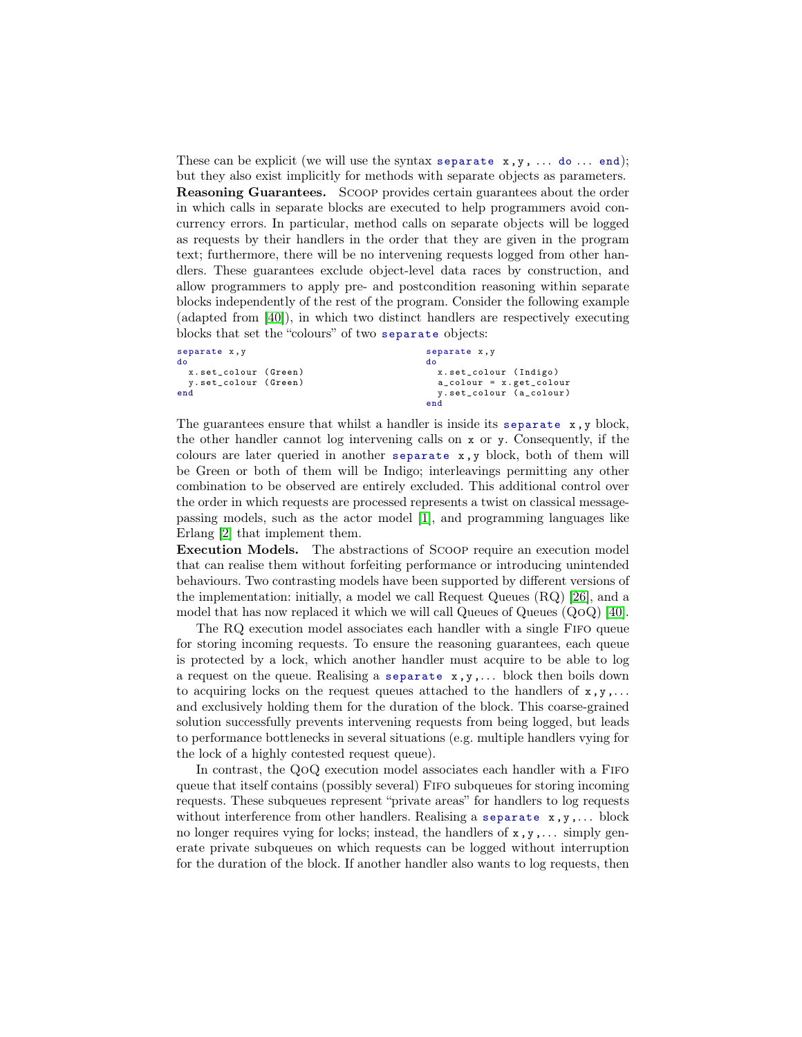These can be explicit (we will use the syntax `separate x,y, ... do ... end`); but they also exist implicitly for methods with separate objects as parameters.

**Reasoning Guarantees.** SCOOP provides certain guarantees about the order in which calls in separate blocks are executed to help programmers avoid concurrency errors. In particular, method calls on separate objects will be logged as requests by their handlers in the order that they are given in the program text; furthermore, there will be no intervening requests logged from other handlers. These guarantees exclude object-level data races by construction, and allow programmers to apply pre- and postcondition reasoning within separate blocks independently of the rest of the program. Consider the following example (adapted from [40]), in which two distinct handlers are respectively executing blocks that set the "colours" of two `separate` objects:

```
separate x,y
do
  x.set_colour (Green)
  y.set_colour (Green)
end
```

```
separate x,y
do
  x.set_colour (Indigo)
  a_colour = x.get_colour
  y.set_colour (a_colour)
end
```

The guarantees ensure that whilst a handler is inside its `separate x,y` block, the other handler cannot log intervening calls on `x` or `y`. Consequently, if the colours are later queried in another `separate x,y` block, both of them will be Green or both of them will be Indigo; interleavings permitting any other combination to be observed are entirely excluded. This additional control over the order in which requests are processed represents a twist on classical message-passing models, such as the actor model [1], and programming languages like Erlang [2] that implement them.

**Execution Models.** The abstractions of SCOOP require an execution model that can realise them without forfeiting performance or introducing unintended behaviours. Two contrasting models have been supported by different versions of the implementation: initially, a model we call Request Queues (RQ) [26], and a model that has now replaced it which we will call Queues of Queues (QoQ) [40].

The RQ execution model associates each handler with a single FIFO queue for storing incoming requests. To ensure the reasoning guarantees, each queue is protected by a lock, which another handler must acquire to be able to log a request on the queue. Realising a `separate x,y,...` block then boils down to acquiring locks on the request queues attached to the handlers of `x,y,...` and exclusively holding them for the duration of the block. This coarse-grained solution successfully prevents intervening requests from being logged, but leads to performance bottlenecks in several situations (e.g. multiple handlers vying for the lock of a highly contested request queue).

In contrast, the QoQ execution model associates each handler with a FIFO queue that itself contains (possibly several) FIFO subqueues for storing incoming requests. These subqueues represent "private areas" for handlers to log requests without interference from other handlers. Realising a `separate x,y,...` block no longer requires vying for locks; instead, the handlers of `x,y,...` simply generate private subqueues on which requests can be logged without interruption for the duration of the block. If another handler also wants to log requests, then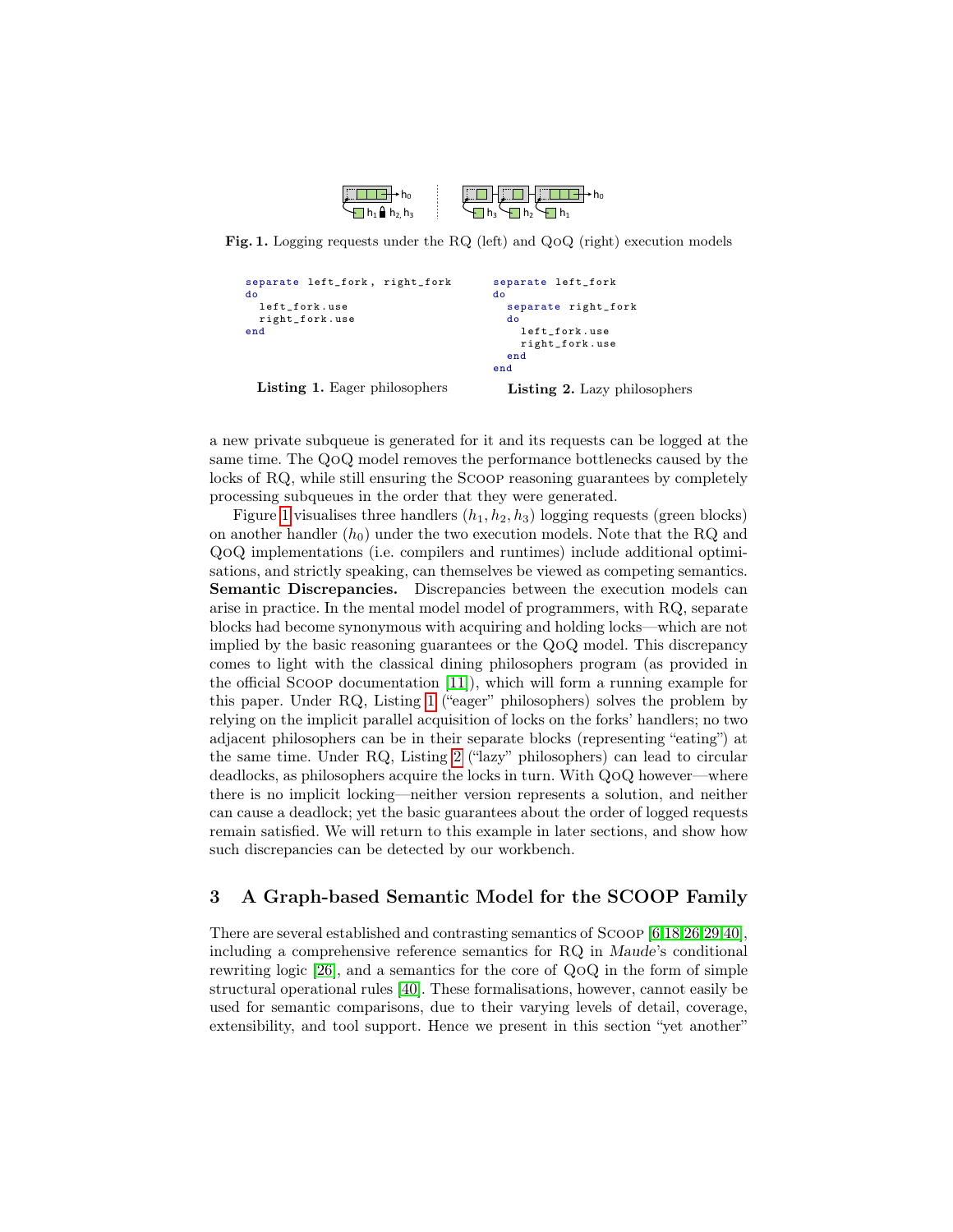Fig. 1. Logging requests under the RQ (left) and QoQ (right) execution models

```
separate left_fork, right_fork
do
  left_fork.use
  right_fork.use
end
```

**Listing 1.** Eager philosophers

```
separate left_fork
do
  separate right_fork
  do
    left_fork.use
    right_fork.use
  end
end
```

**Listing 2.** Lazy philosophers

a new private subqueue is generated for it and its requests can be logged at the same time. The QoQ model removes the performance bottlenecks caused by the locks of RQ, while still ensuring the SCOOP reasoning guarantees by completely processing subqueues in the order that they were generated.

Figure 1 visualises three handlers ($h_1, h_2, h_3$) logging requests (green blocks) on another handler ($h_0$) under the two execution models. Note that the RQ and QoQ implementations (i.e. compilers and runtimes) include additional optimisations, and strictly speaking, can themselves be viewed as competing semantics. **Semantic Discrepancies.** Discrepancies between the execution models can arise in practice. In the mental model model of programmers, with RQ, separate blocks had become synonymous with acquiring and holding locks—which are not implied by the basic reasoning guarantees or the QoQ model. This discrepancy comes to light with the classical dining philosophers program (as provided in the official SCOOP documentation [11]), which will form a running example for this paper. Under RQ, Listing 1 ("eager" philosophers) solves the problem by relying on the implicit parallel acquisition of locks on the forks' handlers; no two adjacent philosophers can be in their separate blocks (representing "eating") at the same time. Under RQ, Listing 2 ("lazy" philosophers) can lead to circular deadlocks, as philosophers acquire the locks in turn. With QoQ however—where there is no implicit locking—neither version represents a solution, and neither can cause a deadlock; yet the basic guarantees about the order of logged requests remain satisfied. We will return to this example in later sections, and show how such discrepancies can be detected by our workbench.

## 3 A Graph-based Semantic Model for the SCOOP Family

There are several established and contrasting semantics of SCOOP [6,18,26,29,40], including a comprehensive reference semantics for RQ in *Maude*'s conditional rewriting logic [26], and a semantics for the core of QoQ in the form of simple structural operational rules [40]. These formalisations, however, cannot easily be used for semantic comparisons, due to their varying levels of detail, coverage, extensibility, and tool support. Hence we present in this section "yet another"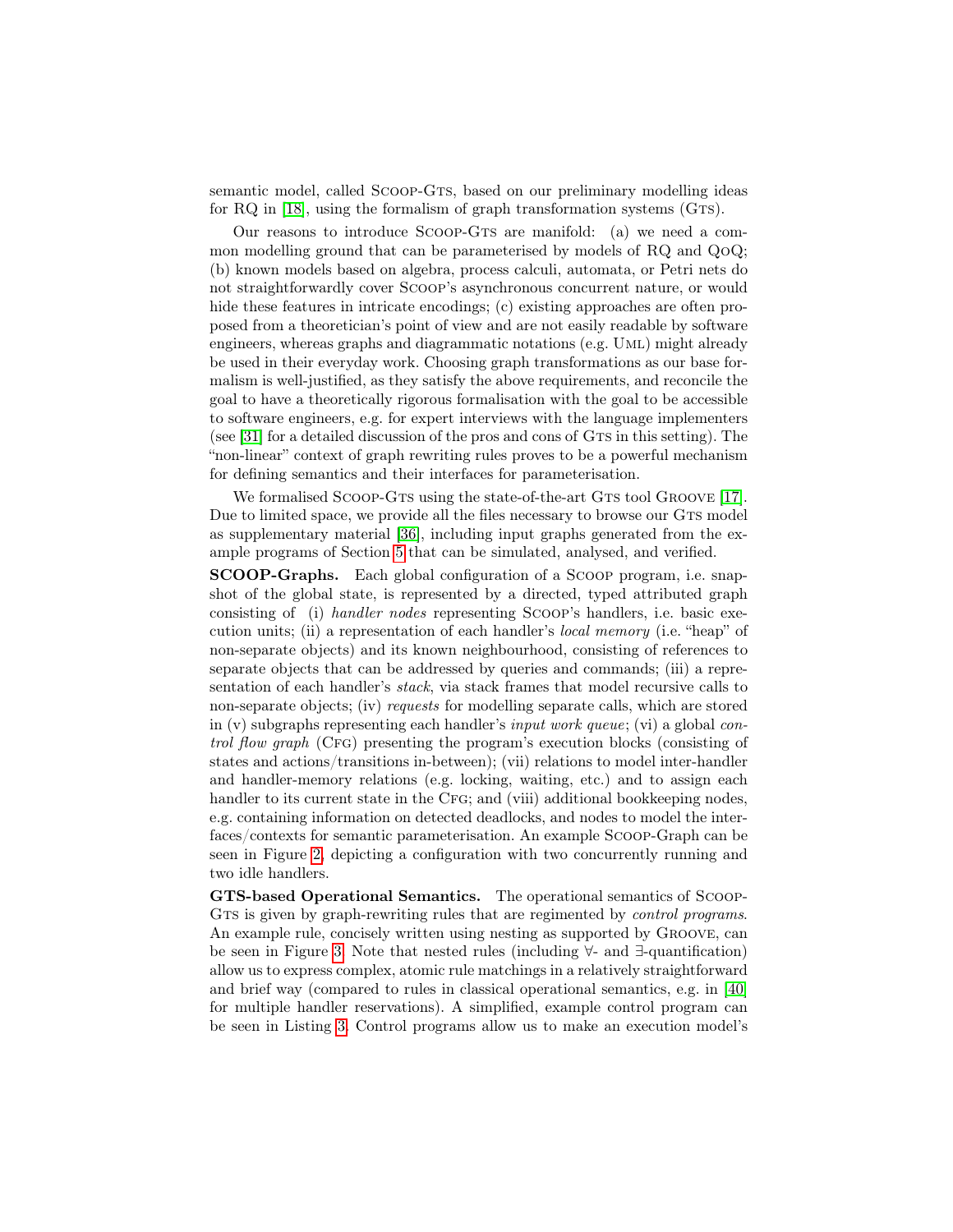semantic model, called SCOOP-GTS, based on our preliminary modelling ideas for RQ in [18], using the formalism of graph transformation systems (GTS).

Our reasons to introduce SCOOP-GTS are manifold: (a) we need a common modelling ground that can be parameterised by models of RQ and QoQ; (b) known models based on algebra, process calculi, automata, or Petri nets do not straightforwardly cover SCOOP's asynchronous concurrent nature, or would hide these features in intricate encodings; (c) existing approaches are often proposed from a theoretician's point of view and are not easily readable by software engineers, whereas graphs and diagrammatic notations (e.g. UML) might already be used in their everyday work. Choosing graph transformations as our base formalism is well-justified, as they satisfy the above requirements, and reconcile the goal to have a theoretically rigorous formalisation with the goal to be accessible to software engineers, e.g. for expert interviews with the language implementers (see [31] for a detailed discussion of the pros and cons of GTS in this setting). The "non-linear" context of graph rewriting rules proves to be a powerful mechanism for defining semantics and their interfaces for parameterisation.

We formalised SCOOP-GTS using the state-of-the-art GTS tool GROOVE [17]. Due to limited space, we provide all the files necessary to browse our GTS model as supplementary material [36], including input graphs generated from the example programs of Section 5 that can be simulated, analysed, and verified.

**SCOOP-Graphs.** Each global configuration of a SCOOP program, i.e. snapshot of the global state, is represented by a directed, typed attributed graph consisting of (i) *handler nodes* representing SCOOP's handlers, i.e. basic execution units; (ii) a representation of each handler's *local memory* (i.e. "heap" of non-separate objects) and its known neighbourhood, consisting of references to separate objects that can be addressed by queries and commands; (iii) a representation of each handler's *stack*, via stack frames that model recursive calls to non-separate objects; (iv) *requests* for modelling separate calls, which are stored in (v) subgraphs representing each handler's *input work queue*; (vi) a global *control flow graph* (CFG) presenting the program's execution blocks (consisting of states and actions/transitions in-between); (vii) relations to model inter-handler and handler-memory relations (e.g. locking, waiting, etc.) and to assign each handler to its current state in the CFG; and (viii) additional bookkeeping nodes, e.g. containing information on detected deadlocks, and nodes to model the interfaces/contexts for semantic parameterisation. An example SCOOP-Graph can be seen in Figure 2, depicting a configuration with two concurrently running and two idle handlers.

**GTS-based Operational Semantics.** The operational semantics of SCOOP-GTS is given by graph-rewriting rules that are regimented by *control programs*. An example rule, concisely written using nesting as supported by GROOVE, can be seen in Figure 3. Note that nested rules (including ∀- and ∃-quantification) allow us to express complex, atomic rule matchings in a relatively straightforward and brief way (compared to rules in classical operational semantics, e.g. in [40] for multiple handler reservations). A simplified, example control program can be seen in Listing 3. Control programs allow us to make an execution model's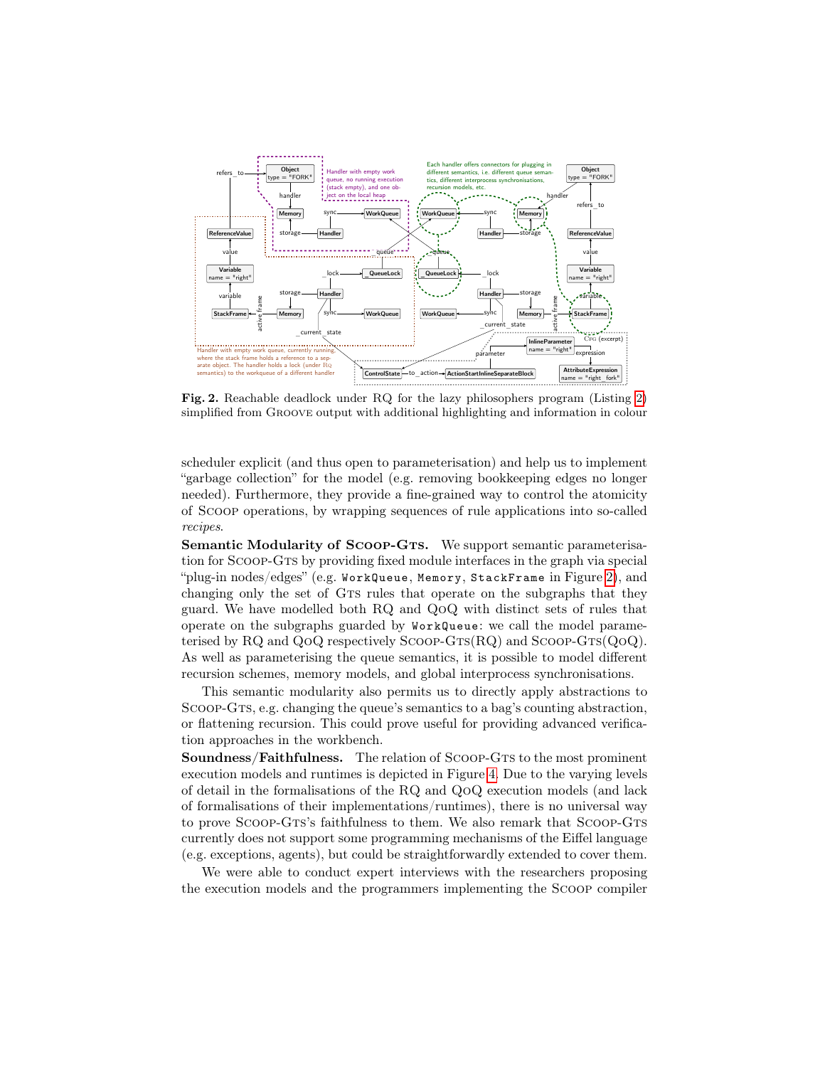**Fig. 2.** Reachable deadlock under RQ for the lazy philosophers program (Listing 2) simplified from GROOVE output with additional highlighting and information in colour

scheduler explicit (and thus open to parameterisation) and help us to implement "garbage collection" for the model (e.g. removing bookkeeping edges no longer needed). Furthermore, they provide a fine-grained way to control the atomicity of SCOOP operations, by wrapping sequences of rule applications into so-called *recipes*.

**Semantic Modularity of SCOOP-GTS.** We support semantic parameterisation for SCOOP-GTS by providing fixed module interfaces in the graph via special "plug-in nodes/edges" (e.g. `WorkQueue`, `Memory`, `StackFrame` in Figure 2), and changing only the set of GTS rules that operate on the subgraphs that they guard. We have modelled both RQ and QOQ with distinct sets of rules that operate on the subgraphs guarded by `WorkQueue`: we call the model parameterised by RQ and QOQ respectively SCOOP-GTS(RQ) and SCOOP-GTS(QOQ). As well as parameterising the queue semantics, it is possible to model different recursion schemes, memory models, and global interprocess synchronisations.

This semantic modularity also permits us to directly apply abstractions to SCOOP-GTS, e.g. changing the queue's semantics to a bag's counting abstraction, or flattening recursion. This could prove useful for providing advanced verification approaches in the workbench.

**Soundness/Faithfulness.** The relation of SCOOP-GTS to the most prominent execution models and runtimes is depicted in Figure 4. Due to the varying levels of detail in the formalisations of the RQ and QOQ execution models (and lack of formalisations of their implementations/runtimes), there is no universal way to prove SCOOP-GTS's faithfulness to them. We also remark that SCOOP-GTS currently does not support some programming mechanisms of the Eiffel language (e.g. exceptions, agents), but could be straightforwardly extended to cover them.

We were able to conduct expert interviews with the researchers proposing the execution models and the programmers implementing the SCOOP compiler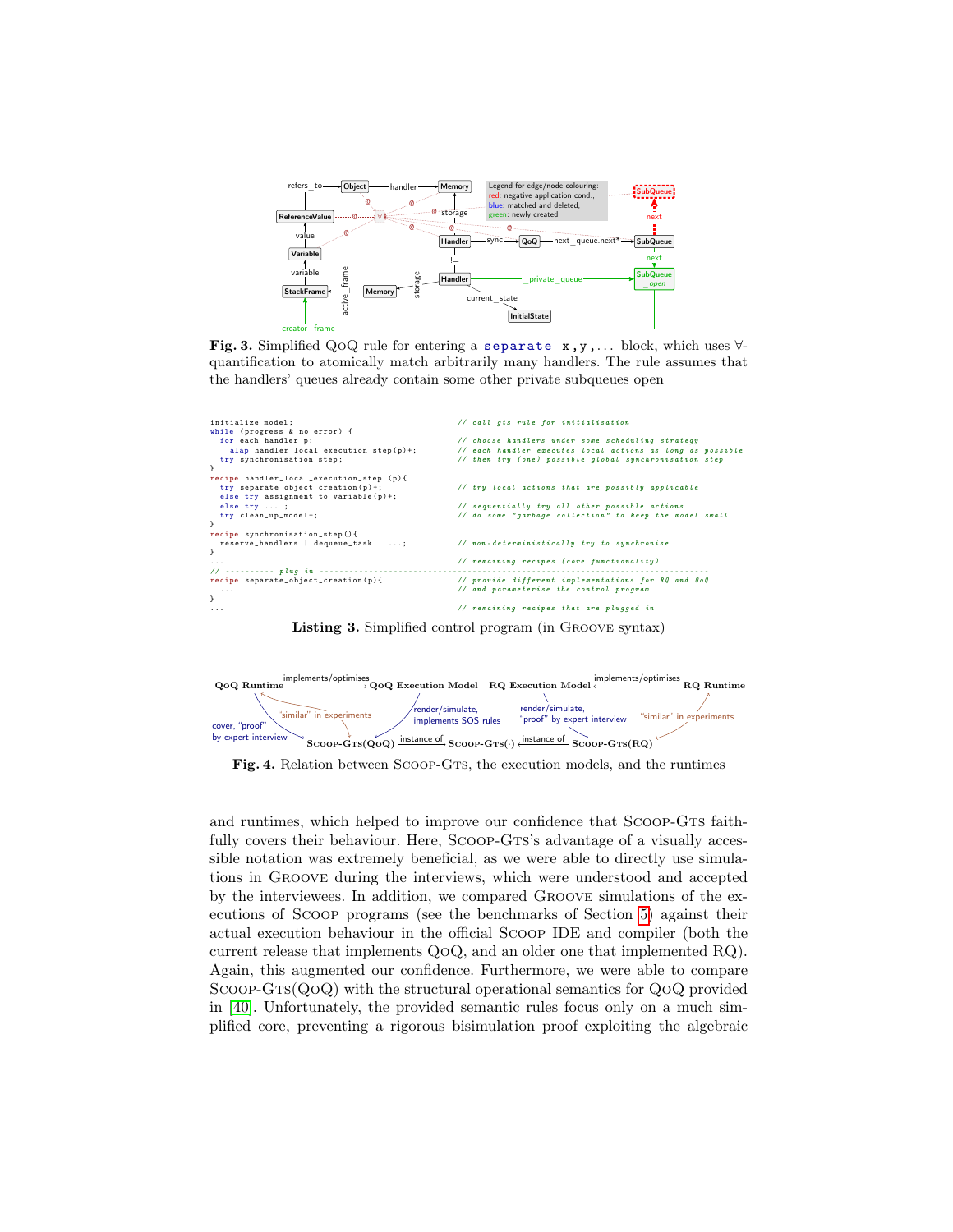**Fig. 3.** Simplified QoQ rule for entering a `separate x,y,...` block, which uses ∀-quantification to atomically match arbitrarily many handlers. The rule assumes that the handlers' queues already contain some other private subqueues open

```
initialize_model;                                     // call gts rule for initialisation
while (progress & no_error) {
  for each handler p:                                 // choose handlers under some scheduling strategy
    alap handler_local_execution_step(p)+;            // each handler executes local actions as long as possible
  try synchronisation_step;                           // then try (one) possible global synchronisation step
}
recipe handler_local_execution_step (p){
  try separate_object_creation(p)+;                   // try local actions that are possibly applicable
  else try assignment_to_variable(p)+;
  else try ... ;                                      // sequentially try all other possible actions
  try clean_up_model+;                                // do some "garbage collection" to keep the model small
}
recipe synchronisation_step(){
  reserve_handlers | dequeue_task | ...;              // non-deterministically try to synchronise
}
...                                                   // remaining recipes (core functionality)
// --------- plug in -------------------------------------------------------------------
recipe separate_object_creation(p){                   // provide different implementations for RQ and QoQ
  ...                                                 // and parameterise the control program
}
...                                                   // remaining recipes that are plugged in
```

**Listing 3.** Simplified control program (in GROOVE syntax)

**Fig. 4.** Relation between SCOOP-GTS, the execution models, and the runtimes

and runtimes, which helped to improve our confidence that SCOOP-GTS faithfully covers their behaviour. Here, SCOOP-GTS's advantage of a visually accessible notation was extremely beneficial, as we were able to directly use simulations in GROOVE during the interviews, which were understood and accepted by the interviewees. In addition, we compared GROOVE simulations of the executions of SCOOP programs (see the benchmarks of Section 5) against their actual execution behaviour in the official SCOOP IDE and compiler (both the current release that implements QoQ, and an older one that implemented RQ). Again, this augmented our confidence. Furthermore, we were able to compare SCOOP-GTS(QoQ) with the structural operational semantics for QoQ provided in [40]. Unfortunately, the provided semantic rules focus only on a much simplified core, preventing a rigorous bisimulation proof exploiting the algebraic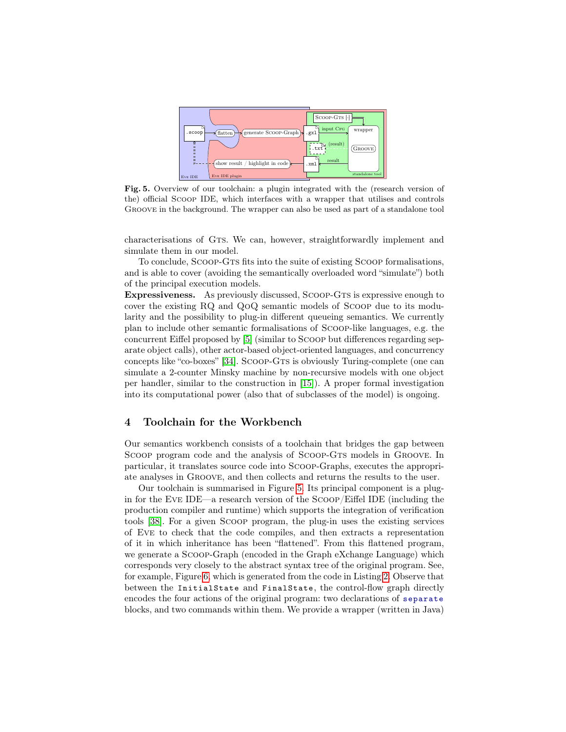**Fig. 5.** Overview of our toolchain: a plugin integrated with the (research version of the) official SCOOP IDE, which interfaces with a wrapper that utilises and controls GROOVE in the background. The wrapper can also be used as part of a standalone tool

characterisations of GTS. We can, however, straightforwardly implement and simulate them in our model.

To conclude, SCOOP-GTS fits into the suite of existing SCOOP formalisations, and is able to cover (avoiding the semantically overloaded word "simulate") both of the principal execution models.

**Expressiveness.** As previously discussed, SCOOP-GTS is expressive enough to cover the existing RQ and QOQ semantic models of SCOOP due to its modularity and the possibility to plug-in different queueing semantics. We currently plan to include other semantic formalisations of SCOOP-like languages, e.g. the concurrent Eiffel proposed by [5] (similar to SCOOP but differences regarding separate object calls), other actor-based object-oriented languages, and concurrency concepts like "co-boxes" [34]. SCOOP-GTS is obviously Turing-complete (one can simulate a 2-counter Minsky machine by non-recursive models with one object per handler, similar to the construction in [15]). A proper formal investigation into its computational power (also that of subclasses of the model) is ongoing.

## 4 Toolchain for the Workbench

Our semantics workbench consists of a toolchain that bridges the gap between SCOOP program code and the analysis of SCOOP-GTS models in GROOVE. In particular, it translates source code into SCOOP-Graphs, executes the appropriate analyses in GROOVE, and then collects and returns the results to the user.

Our toolchain is summarised in Figure 5. Its principal component is a plug-in for the EVE IDE—a research version of the SCOOP/Eiffel IDE (including the production compiler and runtime) which supports the integration of verification tools [38]. For a given SCOOP program, the plug-in uses the existing services of EVE to check that the code compiles, and then extracts a representation of it in which inheritance has been "flattened". From this flattened program, we generate a SCOOP-Graph (encoded in the Graph eXchange Language) which corresponds very closely to the abstract syntax tree of the original program. See, for example, Figure 6, which is generated from the code in Listing 2. Observe that between the `InitialState` and `FinalState`, the control-flow graph directly encodes the four actions of the original program: two declarations of `separate` blocks, and two commands within them. We provide a wrapper (written in Java)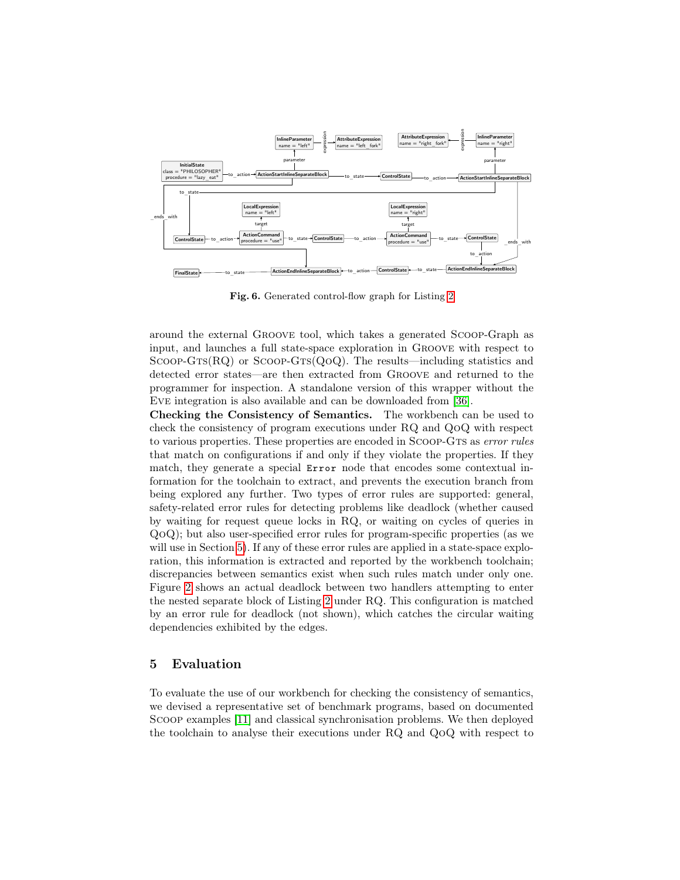Fig. 6. Generated control-flow graph for Listing 2

around the external GROOVE tool, which takes a generated SCOOP-Graph as input, and launches a full state-space exploration in GROOVE with respect to SCOOP-GTS(RQ) or SCOOP-GTS(QOQ). The results—including statistics and detected error states—are then extracted from GROOVE and returned to the programmer for inspection. A standalone version of this wrapper without the EVE integration is also available and can be downloaded from [36].

**Checking the Consistency of Semantics.** The workbench can be used to check the consistency of program executions under RQ and QOQ with respect to various properties. These properties are encoded in SCOOP-GTS as *error rules* that match on configurations if and only if they violate the properties. If they match, they generate a special `Error` node that encodes some contextual information for the toolchain to extract, and prevents the execution branch from being explored any further. Two types of error rules are supported: general, safety-related error rules for detecting problems like deadlock (whether caused by waiting for request queue locks in RQ, or waiting on cycles of queries in QOQ); but also user-specified error rules for program-specific properties (as we will use in Section 5). If any of these error rules are applied in a state-space exploration, this information is extracted and reported by the workbench toolchain; discrepancies between semantics exist when such rules match under only one. Figure 2 shows an actual deadlock between two handlers attempting to enter the nested separate block of Listing 2 under RQ. This configuration is matched by an error rule for deadlock (not shown), which catches the circular waiting dependencies exhibited by the edges.

## 5 Evaluation

To evaluate the use of our workbench for checking the consistency of semantics, we devised a representative set of benchmark programs, based on documented SCOOP examples [11] and classical synchronisation problems. We then deployed the toolchain to analyse their executions under RQ and QOQ with respect to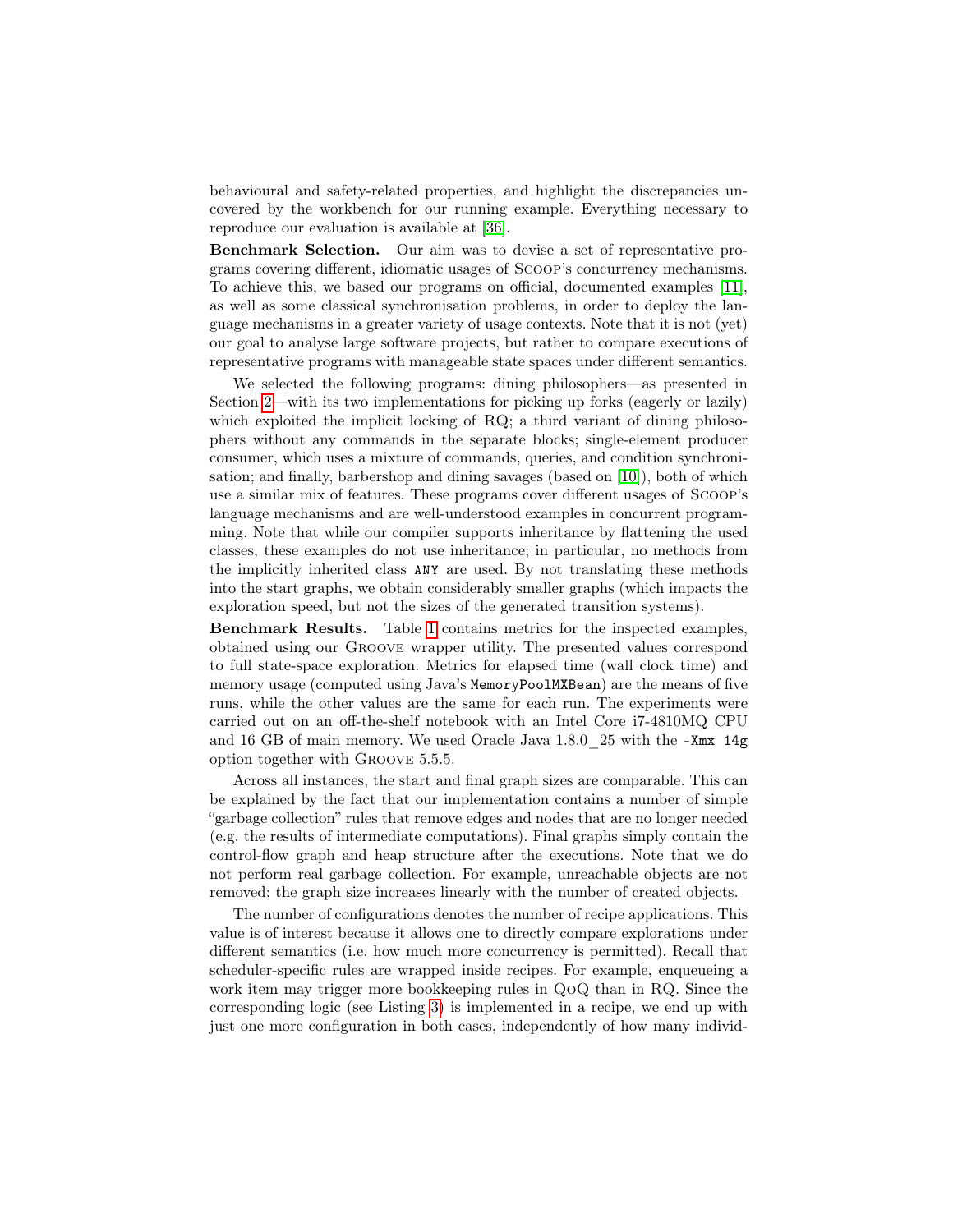behavioural and safety-related properties, and highlight the discrepancies uncovered by the workbench for our running example. Everything necessary to reproduce our evaluation is available at [36].

**Benchmark Selection.** Our aim was to devise a set of representative programs covering different, idiomatic usages of SCOOP's concurrency mechanisms. To achieve this, we based our programs on official, documented examples [11], as well as some classical synchronisation problems, in order to deploy the language mechanisms in a greater variety of usage contexts. Note that it is not (yet) our goal to analyse large software projects, but rather to compare executions of representative programs with manageable state spaces under different semantics.

We selected the following programs: dining philosophers—as presented in Section 2—with its two implementations for picking up forks (eagerly or lazily) which exploited the implicit locking of RQ; a third variant of dining philosophers without any commands in the separate blocks; single-element producer consumer, which uses a mixture of commands, queries, and condition synchronisation; and finally, barbershop and dining savages (based on [10]), both of which use a similar mix of features. These programs cover different usages of SCOOP's language mechanisms and are well-understood examples in concurrent programming. Note that while our compiler supports inheritance by flattening the used classes, these examples do not use inheritance; in particular, no methods from the implicitly inherited class `ANY` are used. By not translating these methods into the start graphs, we obtain considerably smaller graphs (which impacts the exploration speed, but not the sizes of the generated transition systems).

**Benchmark Results.** Table 1 contains metrics for the inspected examples, obtained using our GROOVE wrapper utility. The presented values correspond to full state-space exploration. Metrics for elapsed time (wall clock time) and memory usage (computed using Java's `MemoryPoolMXBean`) are the means of five runs, while the other values are the same for each run. The experiments were carried out on an off-the-shelf notebook with an Intel Core i7-4810MQ CPU and 16 GB of main memory. We used Oracle Java 1.8.0_25 with the `-Xmx 14g` option together with GROOVE 5.5.5.

Across all instances, the start and final graph sizes are comparable. This can be explained by the fact that our implementation contains a number of simple "garbage collection" rules that remove edges and nodes that are no longer needed (e.g. the results of intermediate computations). Final graphs simply contain the control-flow graph and heap structure after the executions. Note that we do not perform real garbage collection. For example, unreachable objects are not removed; the graph size increases linearly with the number of created objects.

The number of configurations denotes the number of recipe applications. This value is of interest because it allows one to directly compare explorations under different semantics (i.e. how much more concurrency is permitted). Recall that scheduler-specific rules are wrapped inside recipes. For example, enqueueing a work item may trigger more bookkeeping rules in QOQ than in RQ. Since the corresponding logic (see Listing 3) is implemented in a recipe, we end up with just one more configuration in both cases, independently of how many individ-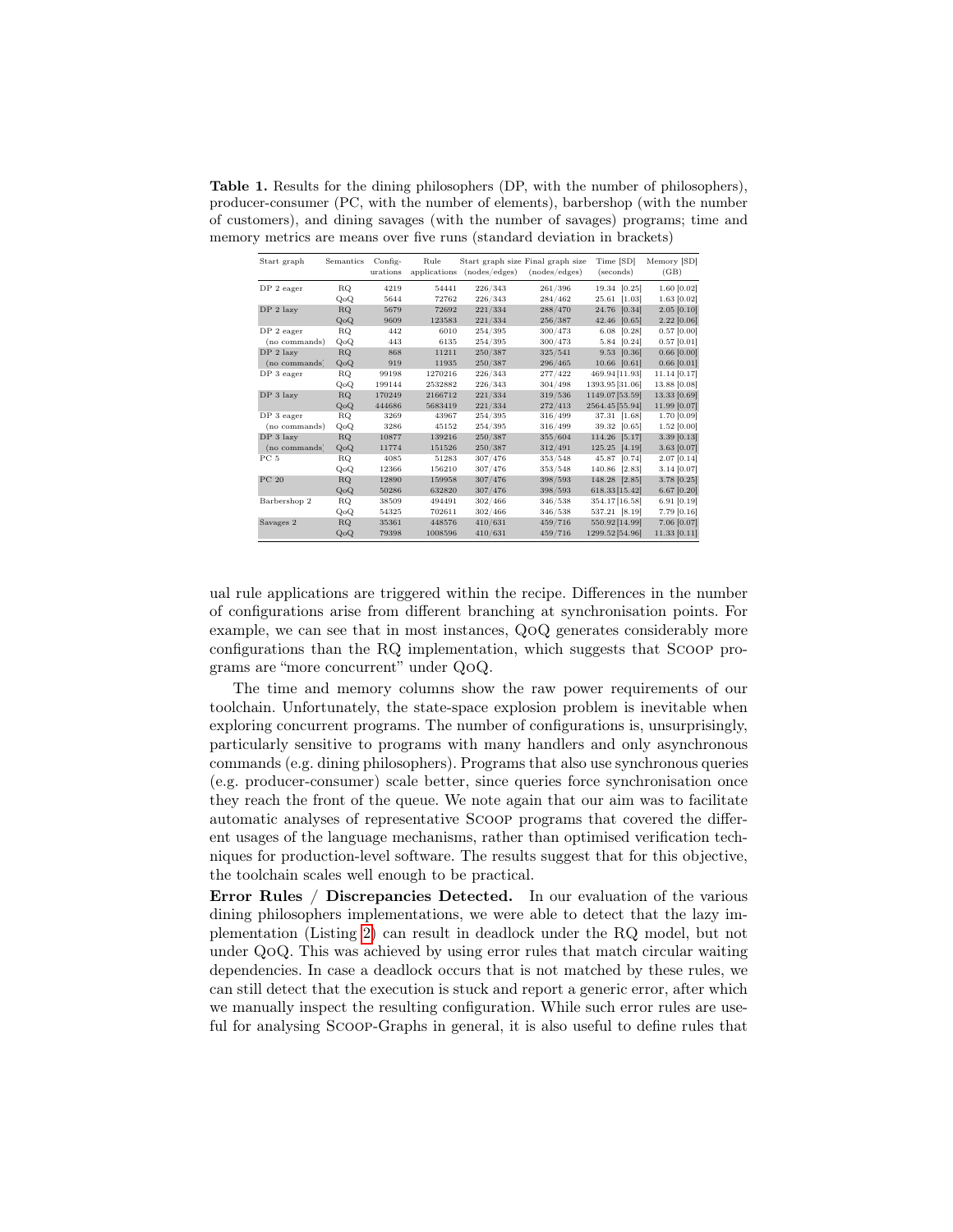**Table 1.** Results for the dining philosophers (DP, with the number of philosophers), producer-consumer (PC, with the number of elements), barbershop (with the number of customers), and dining savages (with the number of savages) programs; time and memory metrics are means over five runs (standard deviation in brackets)

| Start graph | Semantics | Configurations | Rule applications | Start graph size (nodes/edges) | Final graph size (nodes/edges) | Time [SD] (seconds) | Memory [SD] (GB) |
|---|---|---|---|---|---|---|---|
| DP 2 eager | RQ | 4219 | 54441 | 226/343 | 261/396 | 19.34 [0.25] | 1.60 [0.02] |
| | QoQ | 5644 | 72762 | 226/343 | 284/462 | 25.61 [1.03] | 1.63 [0.02] |
| DP 2 lazy | RQ | 5679 | 72692 | 221/334 | 288/470 | 24.76 [0.34] | 2.05 [0.10] |
| | QoQ | 9609 | 123583 | 221/334 | 256/387 | 42.46 [0.65] | 2.22 [0.06] |
| DP 2 eager (no commands) | RQ | 442 | 6010 | 254/395 | 300/473 | 6.08 [0.28] | 0.57 [0.00] |
| | QoQ | 443 | 6135 | 254/395 | 300/473 | 5.84 [0.24] | 0.57 [0.01] |
| DP 2 lazy (no commands) | RQ | 868 | 11211 | 250/387 | 325/541 | 9.53 [0.36] | 0.66 [0.00] |
| | QoQ | 919 | 11935 | 250/387 | 296/465 | 10.66 [0.61] | 0.66 [0.01] |
| DP 3 eager | RQ | 99198 | 1270216 | 226/343 | 277/422 | 469.94 [11.93] | 11.14 [0.17] |
| | QoQ | 199144 | 2532882 | 226/343 | 304/498 | 1393.95 [31.06] | 13.88 [0.08] |
| DP 3 lazy | RQ | 170249 | 2166712 | 221/334 | 319/536 | 1149.07 [53.59] | 13.33 [0.69] |
| | QoQ | 444686 | 5683419 | 221/334 | 272/413 | 2564.45 [55.94] | 11.99 [0.07] |
| DP 3 eager (no commands) | RQ | 3269 | 43967 | 254/395 | 316/499 | 37.31 [1.68] | 1.70 [0.09] |
| | QoQ | 3286 | 45152 | 254/395 | 316/499 | 39.32 [0.65] | 1.52 [0.00] |
| DP 3 lazy (no commands) | RQ | 10877 | 139216 | 250/387 | 355/604 | 114.26 [5.17] | 3.39 [0.13] |
| | QoQ | 11774 | 151526 | 250/387 | 312/491 | 125.25 [4.19] | 3.63 [0.07] |
| PC 5 | RQ | 4085 | 51283 | 307/476 | 353/548 | 45.87 [0.74] | 2.07 [0.14] |
| | QoQ | 12366 | 156210 | 307/476 | 353/548 | 140.86 [2.83] | 3.14 [0.07] |
| PC 20 | RQ | 12890 | 159958 | 307/476 | 398/593 | 148.28 [2.85] | 3.78 [0.25] |
| | QoQ | 50286 | 632820 | 307/476 | 398/593 | 618.33 [15.42] | 6.67 [0.20] |
| Barbershop 2 | RQ | 38509 | 494491 | 302/466 | 346/538 | 354.17 [16.58] | 6.91 [0.19] |
| | QoQ | 54325 | 702611 | 302/466 | 346/538 | 537.21 [8.19] | 7.79 [0.16] |
| Savages 2 | RQ | 35361 | 448576 | 410/631 | 459/716 | 550.92 [14.99] | 7.06 [0.07] |
| | QoQ | 79398 | 1008596 | 410/631 | 459/716 | 1299.52 [54.96] | 11.33 [0.11] |

ual rule applications are triggered within the recipe. Differences in the number of configurations arise from different branching at synchronisation points. For example, we can see that in most instances, QoQ generates considerably more configurations than the RQ implementation, which suggests that SCOOP programs are "more concurrent" under QoQ.

The time and memory columns show the raw power requirements of our toolchain. Unfortunately, the state-space explosion problem is inevitable when exploring concurrent programs. The number of configurations is, unsurprisingly, particularly sensitive to programs with many handlers and only asynchronous commands (e.g. dining philosophers). Programs that also use synchronous queries (e.g. producer-consumer) scale better, since queries force synchronisation once they reach the front of the queue. We note again that our aim was to facilitate automatic analyses of representative SCOOP programs that covered the different usages of the language mechanisms, rather than optimised verification techniques for production-level software. The results suggest that for this objective, the toolchain scales well enough to be practical.

**Error Rules / Discrepancies Detected.** In our evaluation of the various dining philosophers implementations, we were able to detect that the lazy implementation (Listing 2) can result in deadlock under the RQ model, but not under QoQ. This was achieved by using error rules that match circular waiting dependencies. In case a deadlock occurs that is not matched by these rules, we can still detect that the execution is stuck and report a generic error, after which we manually inspect the resulting configuration. While such error rules are useful for analysing SCOOP-Graphs in general, it is also useful to define rules that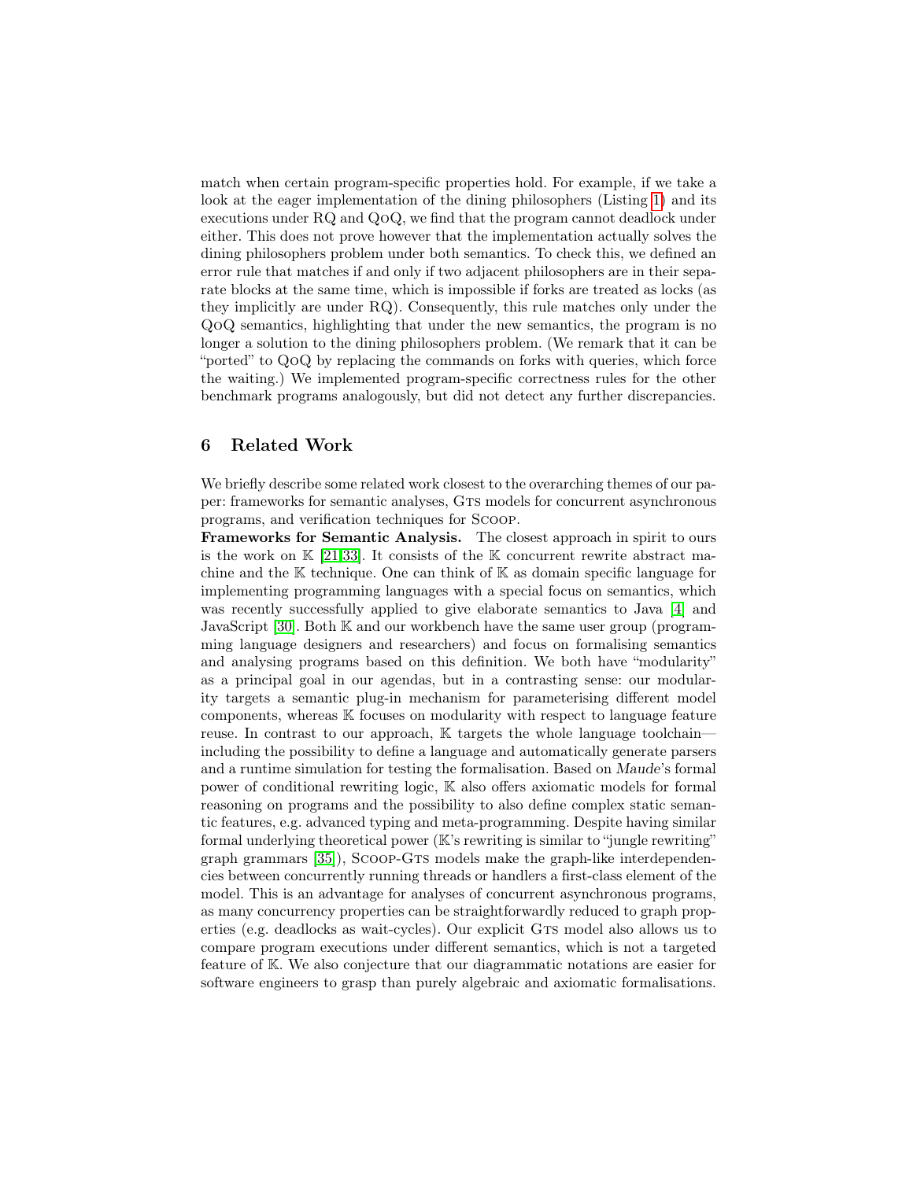match when certain program-specific properties hold. For example, if we take a look at the eager implementation of the dining philosophers (Listing 1) and its executions under RQ and QoQ, we find that the program cannot deadlock under either. This does not prove however that the implementation actually solves the dining philosophers problem under both semantics. To check this, we defined an error rule that matches if and only if two adjacent philosophers are in their separate blocks at the same time, which is impossible if forks are treated as locks (as they implicitly are under RQ). Consequently, this rule matches only under the QoQ semantics, highlighting that under the new semantics, the program is no longer a solution to the dining philosophers problem. (We remark that it can be "ported" to QoQ by replacing the commands on forks with queries, which force the waiting.) We implemented program-specific correctness rules for the other benchmark programs analogously, but did not detect any further discrepancies.

## 6 Related Work

We briefly describe some related work closest to the overarching themes of our paper: frameworks for semantic analyses, GTS models for concurrent asynchronous programs, and verification techniques for SCOOP.

**Frameworks for Semantic Analysis.** The closest approach in spirit to ours is the work on $\mathbb{K}$ [21,33]. It consists of the $\mathbb{K}$ concurrent rewrite abstract machine and the $\mathbb{K}$ technique. One can think of $\mathbb{K}$ as domain specific language for implementing programming languages with a special focus on semantics, which was recently successfully applied to give elaborate semantics to Java [4] and JavaScript [30]. Both $\mathbb{K}$ and our workbench have the same user group (programming language designers and researchers) and focus on formalising semantics and analysing programs based on this definition. We both have "modularity" as a principal goal in our agendas, but in a contrasting sense: our modularity targets a semantic plug-in mechanism for parameterising different model components, whereas $\mathbb{K}$ focuses on modularity with respect to language feature reuse. In contrast to our approach, $\mathbb{K}$ targets the whole language toolchain—including the possibility to define a language and automatically generate parsers and a runtime simulation for testing the formalisation. Based on *Maude*'s formal power of conditional rewriting logic, $\mathbb{K}$ also offers axiomatic models for formal reasoning on programs and the possibility to also define complex static semantic features, e.g. advanced typing and meta-programming. Despite having similar formal underlying theoretical power ($\mathbb{K}$'s rewriting is similar to "jungle rewriting" graph grammars [35]), SCOOP-GTS models make the graph-like interdependencies between concurrently running threads or handlers a first-class element of the model. This is an advantage for analyses of concurrent asynchronous programs, as many concurrency properties can be straightforwardly reduced to graph properties (e.g. deadlocks as wait-cycles). Our explicit GTS model also allows us to compare program executions under different semantics, which is not a targeted feature of $\mathbb{K}$. We also conjecture that our diagrammatic notations are easier for software engineers to grasp than purely algebraic and axiomatic formalisations.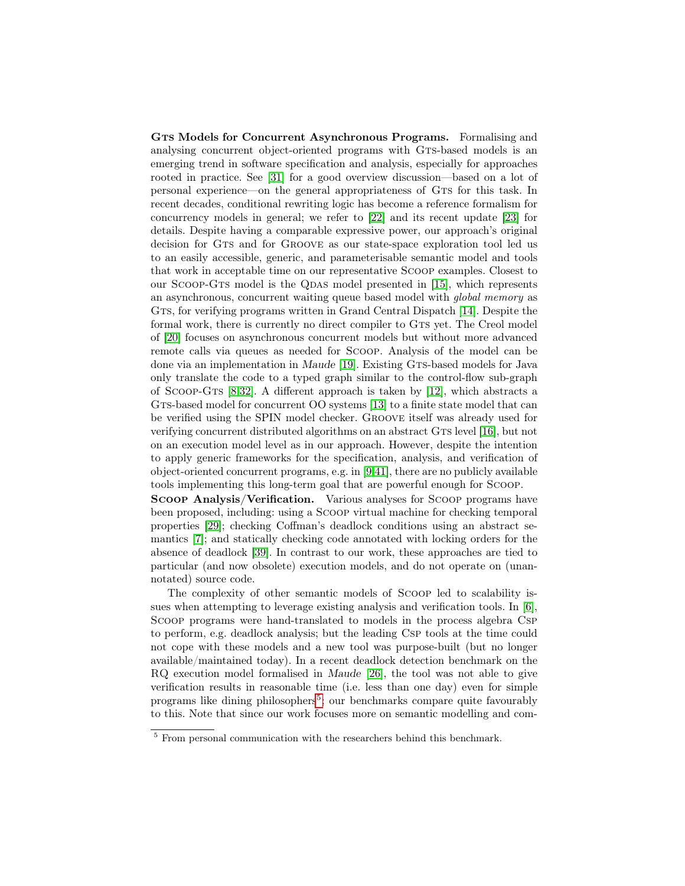**Gts Models for Concurrent Asynchronous Programs.** Formalising and analysing concurrent object-oriented programs with Gts-based models is an emerging trend in software specification and analysis, especially for approaches rooted in practice. See [31] for a good overview discussion—based on a lot of personal experience—on the general appropriateness of Gts for this task. In recent decades, conditional rewriting logic has become a reference formalism for concurrency models in general; we refer to [22] and its recent update [23] for details. Despite having a comparable expressive power, our approach's original decision for Gts and for Groove as our state-space exploration tool led us to an easily accessible, generic, and parameterisable semantic model and tools that work in acceptable time on our representative Scoop examples. Closest to our Scoop-Gts model is the Qdas model presented in [15], which represents an asynchronous, concurrent waiting queue based model with *global memory* as Gts, for verifying programs written in Grand Central Dispatch [14]. Despite the formal work, there is currently no direct compiler to Gts yet. The Creol model of [20] focuses on asynchronous concurrent models but without more advanced remote calls via queues as needed for Scoop. Analysis of the model can be done via an implementation in *Maude* [19]. Existing Gts-based models for Java only translate the code to a typed graph similar to the control-flow sub-graph of Scoop-Gts [8,32]. A different approach is taken by [12], which abstracts a Gts-based model for concurrent OO systems [13] to a finite state model that can be verified using the SPIN model checker. Groove itself was already used for verifying concurrent distributed algorithms on an abstract Gts level [16], but not on an execution model level as in our approach. However, despite the intention to apply generic frameworks for the specification, analysis, and verification of object-oriented concurrent programs, e.g. in [9,41], there are no publicly available tools implementing this long-term goal that are powerful enough for Scoop.

**Scoop Analysis/Verification.** Various analyses for Scoop programs have been proposed, including: using a Scoop virtual machine for checking temporal properties [29]; checking Coffman's deadlock conditions using an abstract semantics [7]; and statically checking code annotated with locking orders for the absence of deadlock [39]. In contrast to our work, these approaches are tied to particular (and now obsolete) execution models, and do not operate on (unannotated) source code.

The complexity of other semantic models of Scoop led to scalability issues when attempting to leverage existing analysis and verification tools. In [6], Scoop programs were hand-translated to models in the process algebra Csp to perform, e.g. deadlock analysis; but the leading Csp tools at the time could not cope with these models and a new tool was purpose-built (but no longer available/maintained today). In a recent deadlock detection benchmark on the RQ execution model formalised in *Maude* [26], the tool was not able to give verification results in reasonable time (i.e. less than one day) even for simple programs like dining philosophers[5]; our benchmarks compare quite favourably to this. Note that since our work focuses more on semantic modelling and com-

[5] From personal communication with the researchers behind this benchmark.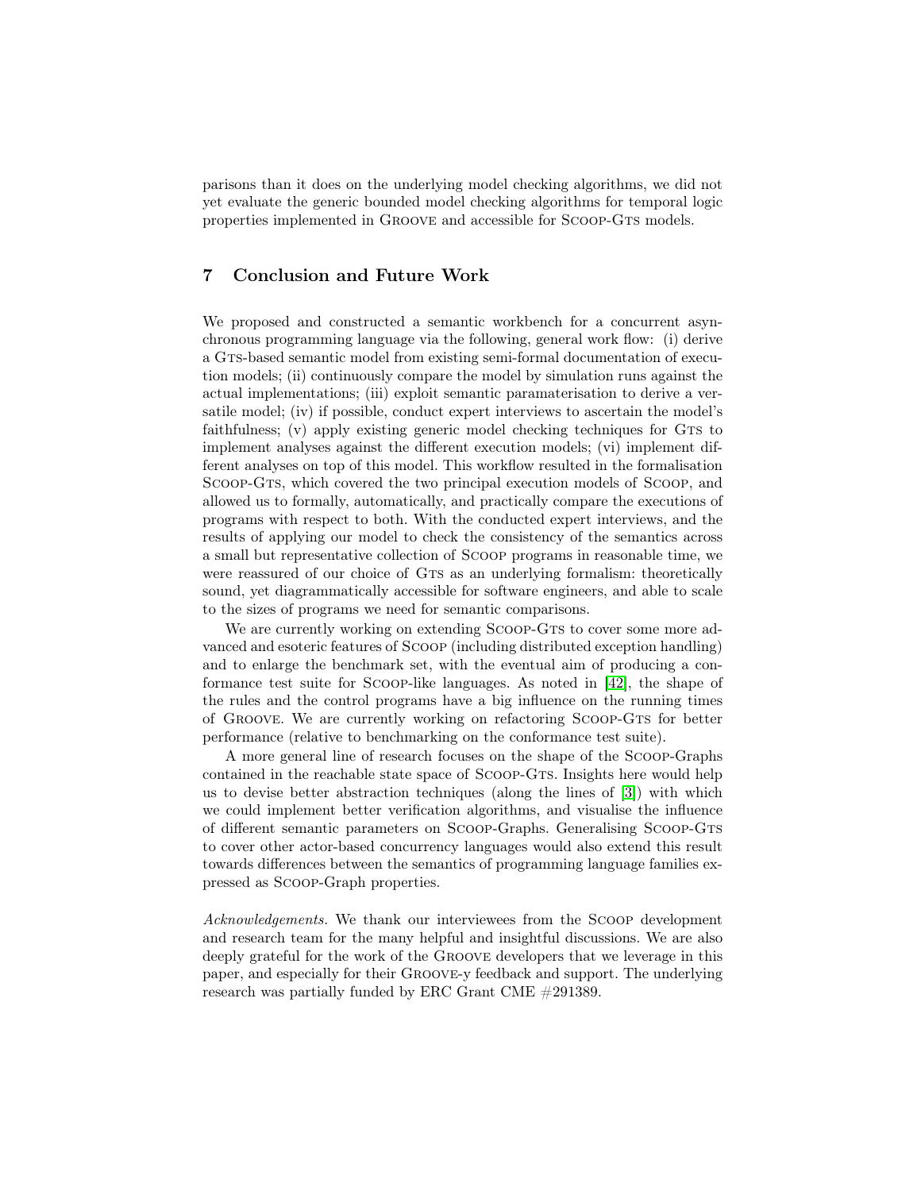parisons than it does on the underlying model checking algorithms, we did not yet evaluate the generic bounded model checking algorithms for temporal logic properties implemented in Groove and accessible for Scoop-Gts models.

## 7 Conclusion and Future Work

We proposed and constructed a semantic workbench for a concurrent asynchronous programming language via the following, general work flow: (i) derive a Gts-based semantic model from existing semi-formal documentation of execution models; (ii) continuously compare the model by simulation runs against the actual implementations; (iii) exploit semantic paramaterisation to derive a versatile model; (iv) if possible, conduct expert interviews to ascertain the model's faithfulness; (v) apply existing generic model checking techniques for Gts to implement analyses against the different execution models; (vi) implement different analyses on top of this model. This workflow resulted in the formalisation Scoop-Gts, which covered the two principal execution models of Scoop, and allowed us to formally, automatically, and practically compare the executions of programs with respect to both. With the conducted expert interviews, and the results of applying our model to check the consistency of the semantics across a small but representative collection of Scoop programs in reasonable time, we were reassured of our choice of Gts as an underlying formalism: theoretically sound, yet diagrammatically accessible for software engineers, and able to scale to the sizes of programs we need for semantic comparisons.

We are currently working on extending Scoop-Gts to cover some more advanced and esoteric features of Scoop (including distributed exception handling) and to enlarge the benchmark set, with the eventual aim of producing a conformance test suite for Scoop-like languages. As noted in [42], the shape of the rules and the control programs have a big influence on the running times of Groove. We are currently working on refactoring Scoop-Gts for better performance (relative to benchmarking on the conformance test suite).

A more general line of research focuses on the shape of the Scoop-Graphs contained in the reachable state space of Scoop-Gts. Insights here would help us to devise better abstraction techniques (along the lines of [3]) with which we could implement better verification algorithms, and visualise the influence of different semantic parameters on Scoop-Graphs. Generalising Scoop-Gts to cover other actor-based concurrency languages would also extend this result towards differences between the semantics of programming language families expressed as Scoop-Graph properties.

*Acknowledgements.* We thank our interviewees from the Scoop development and research team for the many helpful and insightful discussions. We are also deeply grateful for the work of the Groove developers that we leverage in this paper, and especially for their Groove-y feedback and support. The underlying research was partially funded by ERC Grant CME #291389.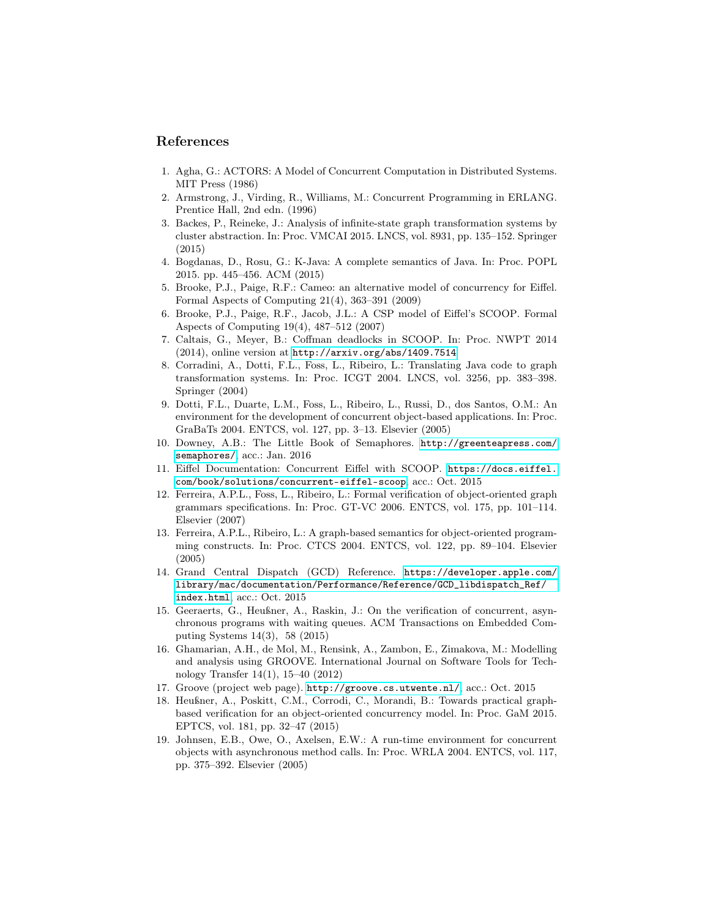## References

1. Agha, G.: ACTORS: A Model of Concurrent Computation in Distributed Systems. MIT Press (1986)
2. Armstrong, J., Virding, R., Williams, M.: Concurrent Programming in ERLANG. Prentice Hall, 2nd edn. (1996)
3. Backes, P., Reineke, J.: Analysis of infinite-state graph transformation systems by cluster abstraction. In: Proc. VMCAI 2015. LNCS, vol. 8931, pp. 135–152. Springer (2015)
4. Bogdanas, D., Rosu, G.: K-Java: A complete semantics of Java. In: Proc. POPL 2015. pp. 445–456. ACM (2015)
5. Brooke, P.J., Paige, R.F.: Cameo: an alternative model of concurrency for Eiffel. Formal Aspects of Computing 21(4), 363–391 (2009)
6. Brooke, P.J., Paige, R.F., Jacob, J.L.: A CSP model of Eiffel's SCOOP. Formal Aspects of Computing 19(4), 487–512 (2007)
7. Caltais, G., Meyer, B.: Coffman deadlocks in SCOOP. In: Proc. NWPT 2014 (2014), online version at `http://arxiv.org/abs/1409.7514`
8. Corradini, A., Dotti, F.L., Foss, L., Ribeiro, L.: Translating Java code to graph transformation systems. In: Proc. ICGT 2004. LNCS, vol. 3256, pp. 383–398. Springer (2004)
9. Dotti, F.L., Duarte, L.M., Foss, L., Ribeiro, L., Russi, D., dos Santos, O.M.: An environment for the development of concurrent object-based applications. In: Proc. GraBaTs 2004. ENTCS, vol. 127, pp. 3–13. Elsevier (2005)
10. Downey, A.B.: The Little Book of Semaphores. `http://greenteapress.com/semaphores/`, acc.: Jan. 2016
11. Eiffel Documentation: Concurrent Eiffel with SCOOP. `https://docs.eiffel.com/book/solutions/concurrent-eiffel-scoop`, acc.: Oct. 2015
12. Ferreira, A.P.L., Foss, L., Ribeiro, L.: Formal verification of object-oriented graph grammars specifications. In: Proc. GT-VC 2006. ENTCS, vol. 175, pp. 101–114. Elsevier (2007)
13. Ferreira, A.P.L., Ribeiro, L.: A graph-based semantics for object-oriented programming constructs. In: Proc. CTCS 2004. ENTCS, vol. 122, pp. 89–104. Elsevier (2005)
14. Grand Central Dispatch (GCD) Reference. `https://developer.apple.com/library/mac/documentation/Performance/Reference/GCD_libdispatch_Ref/index.html`, acc.: Oct. 2015
15. Geeraerts, G., Heußner, A., Raskin, J.: On the verification of concurrent, asynchronous programs with waiting queues. ACM Transactions on Embedded Computing Systems 14(3), 58 (2015)
16. Ghamarian, A.H., de Mol, M., Rensink, A., Zambon, E., Zimakova, M.: Modelling and analysis using GROOVE. International Journal on Software Tools for Technology Transfer 14(1), 15–40 (2012)
17. Groove (project web page). `http://groove.cs.utwente.nl/`, acc.: Oct. 2015
18. Heußner, A., Poskitt, C.M., Corrodi, C., Morandi, B.: Towards practical graph-based verification for an object-oriented concurrency model. In: Proc. GaM 2015. EPTCS, vol. 181, pp. 32–47 (2015)
19. Johnsen, E.B., Owe, O., Axelsen, E.W.: A run-time environment for concurrent objects with asynchronous method calls. In: Proc. WRLA 2004. ENTCS, vol. 117, pp. 375–392. Elsevier (2005)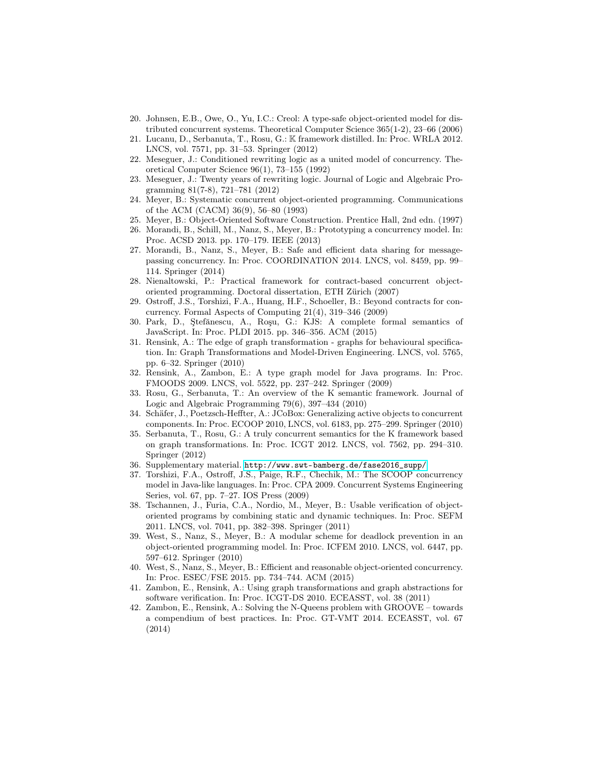20. Johnsen, E.B., Owe, O., Yu, I.C.: Creol: A type-safe object-oriented model for distributed concurrent systems. Theoretical Computer Science 365(1-2), 23–66 (2006)
21. Lucanu, D., Serbanuta, T., Rosu, G.: $\mathbb{K}$ framework distilled. In: Proc. WRLA 2012. LNCS, vol. 7571, pp. 31–53. Springer (2012)
22. Meseguer, J.: Conditioned rewriting logic as a united model of concurrency. Theoretical Computer Science 96(1), 73–155 (1992)
23. Meseguer, J.: Twenty years of rewriting logic. Journal of Logic and Algebraic Programming 81(7-8), 721–781 (2012)
24. Meyer, B.: Systematic concurrent object-oriented programming. Communications of the ACM (CACM) 36(9), 56–80 (1993)
25. Meyer, B.: Object-Oriented Software Construction. Prentice Hall, 2nd edn. (1997)
26. Morandi, B., Schill, M., Nanz, S., Meyer, B.: Prototyping a concurrency model. In: Proc. ACSD 2013. pp. 170–179. IEEE (2013)
27. Morandi, B., Nanz, S., Meyer, B.: Safe and efficient data sharing for message-passing concurrency. In: Proc. COORDINATION 2014. LNCS, vol. 8459, pp. 99–114. Springer (2014)
28. Nienaltowski, P.: Practical framework for contract-based concurrent object-oriented programming. Doctoral dissertation, ETH Zürich (2007)
29. Ostroff, J.S., Torshizi, F.A., Huang, H.F., Schoeller, B.: Beyond contracts for concurrency. Formal Aspects of Computing 21(4), 319–346 (2009)
30. Park, D., Ştefănescu, A., Roşu, G.: KJS: A complete formal semantics of JavaScript. In: Proc. PLDI 2015. pp. 346–356. ACM (2015)
31. Rensink, A.: The edge of graph transformation - graphs for behavioural specification. In: Graph Transformations and Model-Driven Engineering. LNCS, vol. 5765, pp. 6–32. Springer (2010)
32. Rensink, A., Zambon, E.: A type graph model for Java programs. In: Proc. FMOODS 2009. LNCS, vol. 5522, pp. 237–242. Springer (2009)
33. Rosu, G., Serbanuta, T.: An overview of the K semantic framework. Journal of Logic and Algebraic Programming 79(6), 397–434 (2010)
34. Schäfer, J., Poetzsch-Heffter, A.: JCoBox: Generalizing active objects to concurrent components. In: Proc. ECOOP 2010, LNCS, vol. 6183, pp. 275–299. Springer (2010)
35. Serbanuta, T., Rosu, G.: A truly concurrent semantics for the K framework based on graph transformations. In: Proc. ICGT 2012. LNCS, vol. 7562, pp. 294–310. Springer (2012)
36. Supplementary material. http://www.swt-bamberg.de/fase2016_supp/
37. Torshizi, F.A., Ostroff, J.S., Paige, R.F., Chechik, M.: The SCOOP concurrency model in Java-like languages. In: Proc. CPA 2009. Concurrent Systems Engineering Series, vol. 67, pp. 7–27. IOS Press (2009)
38. Tschannen, J., Furia, C.A., Nordio, M., Meyer, B.: Usable verification of object-oriented programs by combining static and dynamic techniques. In: Proc. SEFM 2011. LNCS, vol. 7041, pp. 382–398. Springer (2011)
39. West, S., Nanz, S., Meyer, B.: A modular scheme for deadlock prevention in an object-oriented programming model. In: Proc. ICFEM 2010. LNCS, vol. 6447, pp. 597–612. Springer (2010)
40. West, S., Nanz, S., Meyer, B.: Efficient and reasonable object-oriented concurrency. In: Proc. ESEC/FSE 2015. pp. 734–744. ACM (2015)
41. Zambon, E., Rensink, A.: Using graph transformations and graph abstractions for software verification. In: Proc. ICGT-DS 2010. ECEASST, vol. 38 (2011)
42. Zambon, E., Rensink, A.: Solving the N-Queens problem with GROOVE – towards a compendium of best practices. In: Proc. GT-VMT 2014. ECEASST, vol. 67 (2014)